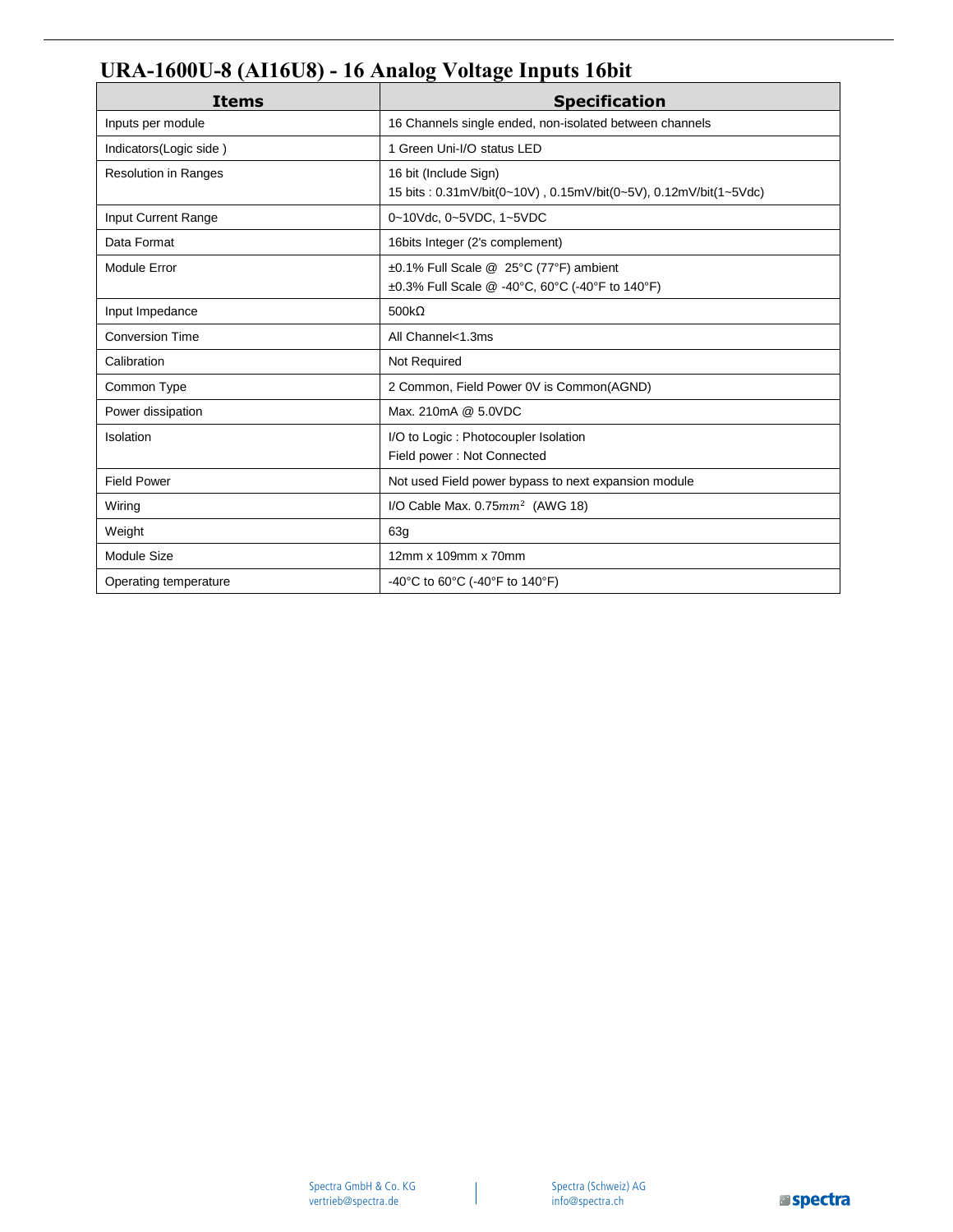# URA-1600U-8 (AI16U8) - 16 Analog Voltage Inputs 16bit

| Items | Specification |
|---|---|
| Inputs per module | 16 Channels single ended, non-isolated between channels |
| Indicators(Logic side ) | 1 Green Uni-I/O status LED |
| Resolution in Ranges | 16 bit (Include Sign)<br>15 bits : 0.31mV/bit(0~10V) , 0.15mV/bit(0~5V), 0.12mV/bit(1~5Vdc) |
| Input Current Range | 0~10Vdc, 0~5VDC, 1~5VDC |
| Data Format | 16bits Integer (2's complement) |
| Module Error | ±0.1% Full Scale @ 25°C (77°F) ambient<br>±0.3% Full Scale @ -40°C, 60°C (-40°F to 140°F) |
| Input Impedance | 500kΩ |
| Conversion Time | All Channel<1.3ms |
| Calibration | Not Required |
| Common Type | 2 Common, Field Power 0V is Common(AGND) |
| Power dissipation | Max. 210mA @ 5.0VDC |
| Isolation | I/O to Logic : Photocoupler Isolation<br>Field power : Not Connected |
| Field Power | Not used Field power bypass to next expansion module |
| Wiring | I/O Cable Max. 0.75$mm^2$ (AWG 18) |
| Weight | 63g |
| Module Size | 12mm x 109mm x 70mm |
| Operating temperature | -40°C to 60°C (-40°F to 140°F) |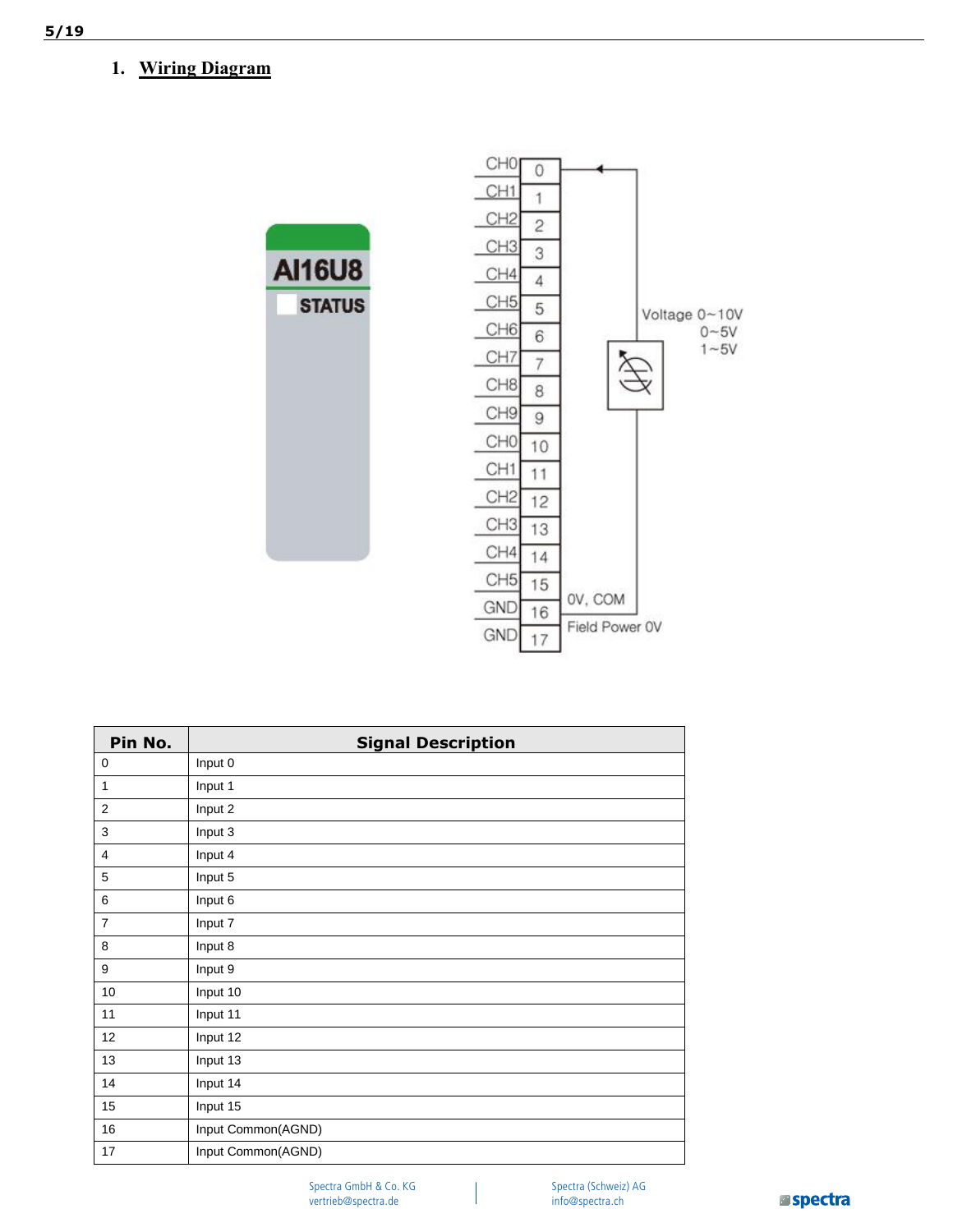## 1. Wiring Diagram

| Pin No. | Signal Description |
|---|---|
| 0 | Input 0 |
| 1 | Input 1 |
| 2 | Input 2 |
| 3 | Input 3 |
| 4 | Input 4 |
| 5 | Input 5 |
| 6 | Input 6 |
| 7 | Input 7 |
| 8 | Input 8 |
| 9 | Input 9 |
| 10 | Input 10 |
| 11 | Input 11 |
| 12 | Input 12 |
| 13 | Input 13 |
| 14 | Input 14 |
| 15 | Input 15 |
| 16 | Input Common(AGND) |
| 17 | Input Common(AGND) |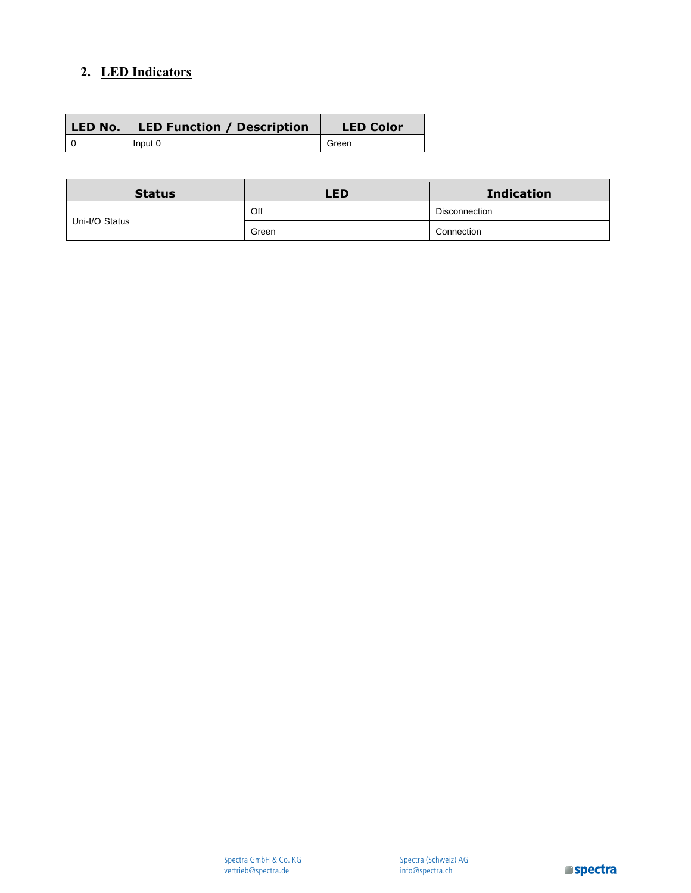## 2. LED Indicators

| LED No. | LED Function / Description | LED Color |
|---|---|---|
| 0 | Input 0 | Green |

| Status | LED | Indication |
|---|---|---|
| Uni-I/O Status | Off | Disconnection |
| | Green | Connection |